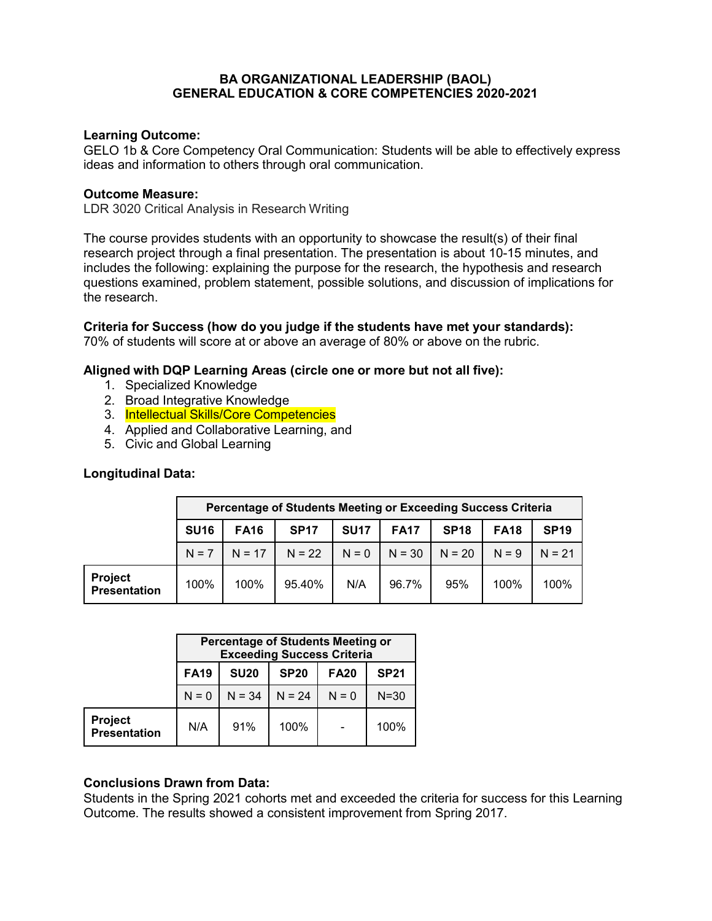# BA ORGANIZATIONAL LEADERSHIP (BAOL)
# GENERAL EDUCATION & CORE COMPETENCIES 2020-2021

**Learning Outcome:**
GELO 1b & Core Competency Oral Communication: Students will be able to effectively express ideas and information to others through oral communication.

**Outcome Measure:**
LDR 3020 Critical Analysis in Research Writing

The course provides students with an opportunity to showcase the result(s) of their final research project through a final presentation. The presentation is about 10-15 minutes, and includes the following: explaining the purpose for the research, the hypothesis and research questions examined, problem statement, possible solutions, and discussion of implications for the research.

**Criteria for Success (how do you judge if the students have met your standards):**
70% of students will score at or above an average of 80% or above on the rubric.

**Aligned with DQP Learning Areas (circle one or more but not all five):**

1. Specialized Knowledge
2. Broad Integrative Knowledge
3. Intellectual Skills/Core Competencies
4. Applied and Collaborative Learning, and
5. Civic and Global Learning

**Longitudinal Data:**

| | Percentage of Students Meeting or Exceeding Success Criteria | | | | | | | |
|---|---|---|---|---|---|---|---|---|
| | **SU16** | **FA16** | **SP17** | **SU17** | **FA17** | **SP18** | **FA18** | **SP19** |
| | N = 7 | N = 17 | N = 22 | N = 0 | N = 30 | N = 20 | N = 9 | N = 21 |
| **Project Presentation** | 100% | 100% | 95.40% | N/A | 96.7% | 95% | 100% | 100% |

| | Percentage of Students Meeting or Exceeding Success Criteria | | | | |
|---|---|---|---|---|---|
| | **FA19** | **SU20** | **SP20** | **FA20** | **SP21** |
| | N = 0 | N = 34 | N = 24 | N = 0 | N=30 |
| **Project Presentation** | N/A | 91% | 100% | - | 100% |

**Conclusions Drawn from Data:**
Students in the Spring 2021 cohorts met and exceeded the criteria for success for this Learning Outcome. The results showed a consistent improvement from Spring 2017.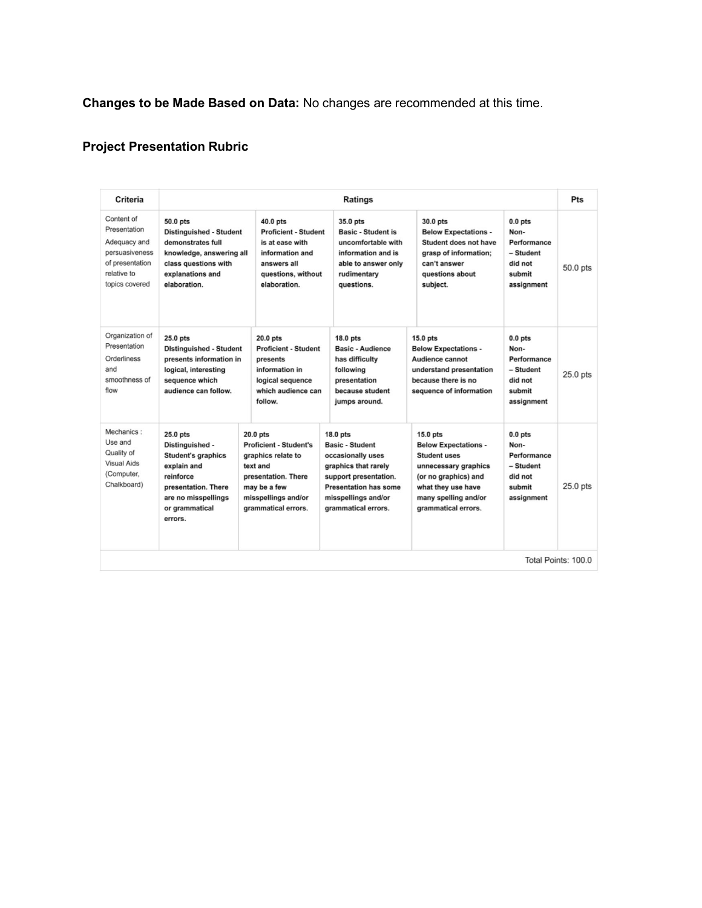**Changes to be Made Based on Data:** No changes are recommended at this time.

### Project Presentation Rubric

| Criteria | Ratings | | | | | Pts |
|---|---|---|---|---|---|---|
| Content of Presentation<br>Adequacy and persuasiveness of presentation relative to topics covered | 50.0 pts<br>**Distinguished - Student demonstrates full knowledge, answering all class questions with explanations and elaboration.** | 40.0 pts<br>**Proficient - Student is at ease with information and answers all questions, without elaboration.** | 35.0 pts<br>**Basic - Student is uncomfortable with information and is able to answer only rudimentary questions.** | 30.0 pts<br>**Below Expectations - Student does not have grasp of information; can't answer questions about subject.** | 0.0 pts<br>**Non-Performance – Student did not submit assignment** | 50.0 pts |
| Organization of Presentation<br>Orderliness and smoothness of flow | 25.0 pts<br>**DIstinguished - Student presents information in logical, interesting sequence which audience can follow.** | 20.0 pts<br>**Proficient - Student presents information in logical sequence which audience can follow.** | 18.0 pts<br>**Basic - Audience has difficulty following presentation because student jumps around.** | 15.0 pts<br>**Below Expectations - Audience cannot understand presentation because there is no sequence of information** | 0.0 pts<br>**Non-Performance – Student did not submit assignment** | 25.0 pts |
| Mechanics : Use and Quality of Visual Aids (Computer, Chalkboard) | 25.0 pts<br>**Distinguished - Student's graphics explain and reinforce presentation. There are no misspellings or grammatical errors.** | 20.0 pts<br>**Proficient - Student's graphics relate to text and presentation. There may be a few misspellings and/or grammatical errors.** | 18.0 pts<br>**Basic - Student occasionally uses graphics that rarely support presentation. Presentation has some misspellings and/or grammatical errors.** | 15.0 pts<br>**Below Expectations - Student uses unnecessary graphics (or no graphics) and what they use have many spelling and/or grammatical errors.** | 0.0 pts<br>**Non-Performance – Student did not submit assignment** | 25.0 pts |
| | | | | | | Total Points: 100.0 |